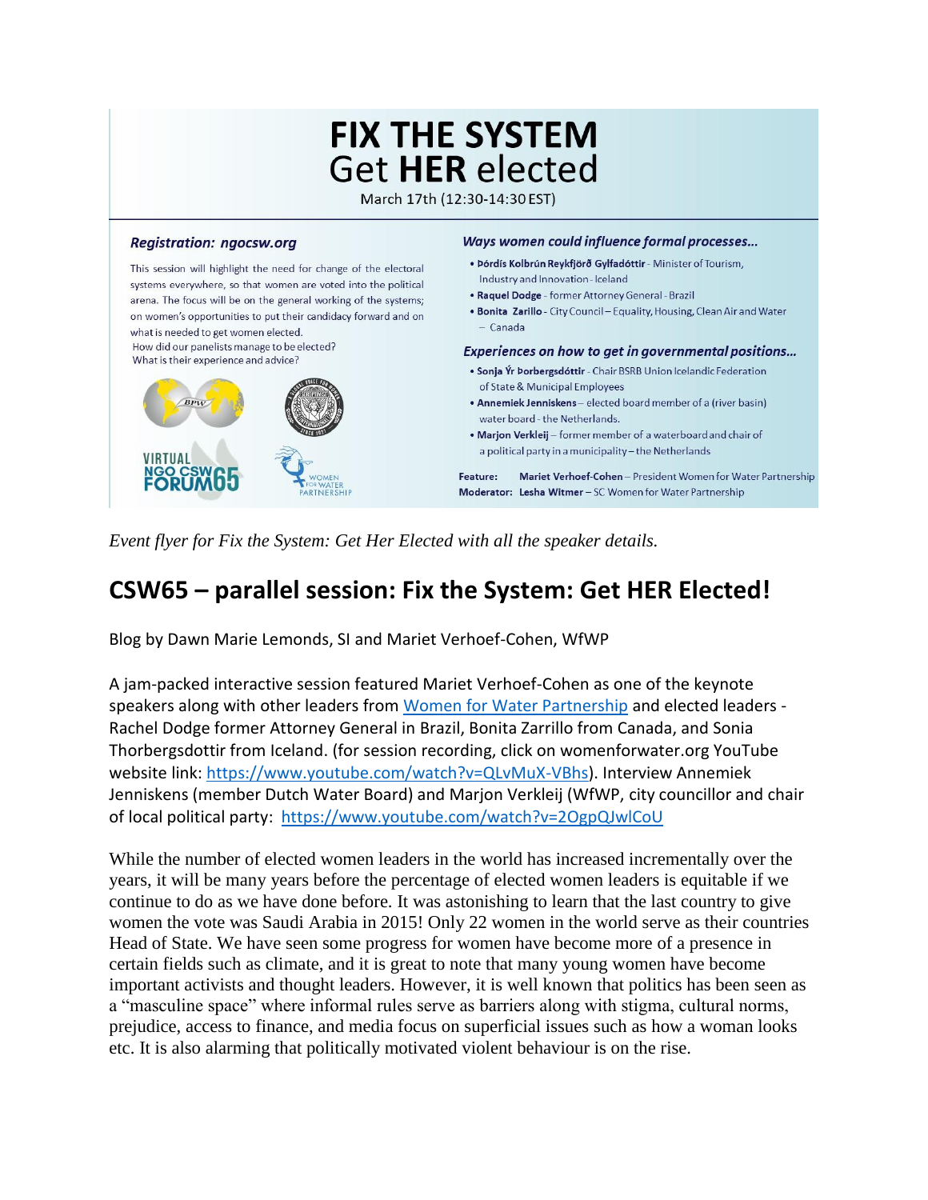# FIX THE SYSTEM
## Get **HER** elected

March 17th (12:30-14:30 EST)

***Registration: ngocsw.org***

This session will highlight the need for change of the electoral systems everywhere, so that women are voted into the political arena. The focus will be on the general working of the systems; on women's opportunities to put their candidacy forward and on what is needed to get women elected.
How did our panelists manage to be elected?
What is their experience and advice?

***Ways women could influence formal processes…***

- **Þórdís Kolbrún Reykfjörð Gylfadóttir** - Minister of Tourism, Industry and Innovation - Iceland
- **Raquel Dodge** - former Attorney General - Brazil
- **Bonita Zarillo** - City Council – Equality, Housing, Clean Air and Water – Canada

***Experiences on how to get in governmental positions…***

- **Sonja Ýr Þorbergsdóttir** - Chair BSRB Union Icelandic Federation of State & Municipal Employees
- **Annemiek Jenniskens** – elected board member of a (river basin) water board - the Netherlands.
- **Marjon Verkleij** – former member of a waterboard and chair of a political party in a municipality – the Netherlands

**Feature:** Mariet Verhoef-Cohen – President Women for Water Partnership
**Moderator:** **Lesha Witmer** – SC Women for Water Partnership

VIRTUAL NGO CSW FORUM65

WOMEN FOR WATER PARTNERSHIP

*Event flyer for Fix the System: Get Her Elected with all the speaker details.*

## CSW65 – parallel session: Fix the System: Get HER Elected!

Blog by Dawn Marie Lemonds, SI and Mariet Verhoef-Cohen, WfWP

A jam-packed interactive session featured Mariet Verhoef-Cohen as one of the keynote speakers along with other leaders from [Women for Water Partnership](#) and elected leaders - Rachel Dodge former Attorney General in Brazil, Bonita Zarrillo from Canada, and Sonia Thorbergsdottir from Iceland. (for session recording, click on womenforwater.org YouTube website link: [https://www.youtube.com/watch?v=QLvMuX-VBhs](https://www.youtube.com/watch?v=QLvMuX-VBhs)). Interview Annemiek Jenniskens (member Dutch Water Board) and Marjon Verkleij (WfWP, city councillor and chair of local political party: [https://www.youtube.com/watch?v=2OgpQJwlCoU](https://www.youtube.com/watch?v=2OgpQJwlCoU)

While the number of elected women leaders in the world has increased incrementally over the years, it will be many years before the percentage of elected women leaders is equitable if we continue to do as we have done before. It was astonishing to learn that the last country to give women the vote was Saudi Arabia in 2015! Only 22 women in the world serve as their countries Head of State. We have seen some progress for women have become more of a presence in certain fields such as climate, and it is great to note that many young women have become important activists and thought leaders. However, it is well known that politics has been seen as a "masculine space" where informal rules serve as barriers along with stigma, cultural norms, prejudice, access to finance, and media focus on superficial issues such as how a woman looks etc. It is also alarming that politically motivated violent behaviour is on the rise.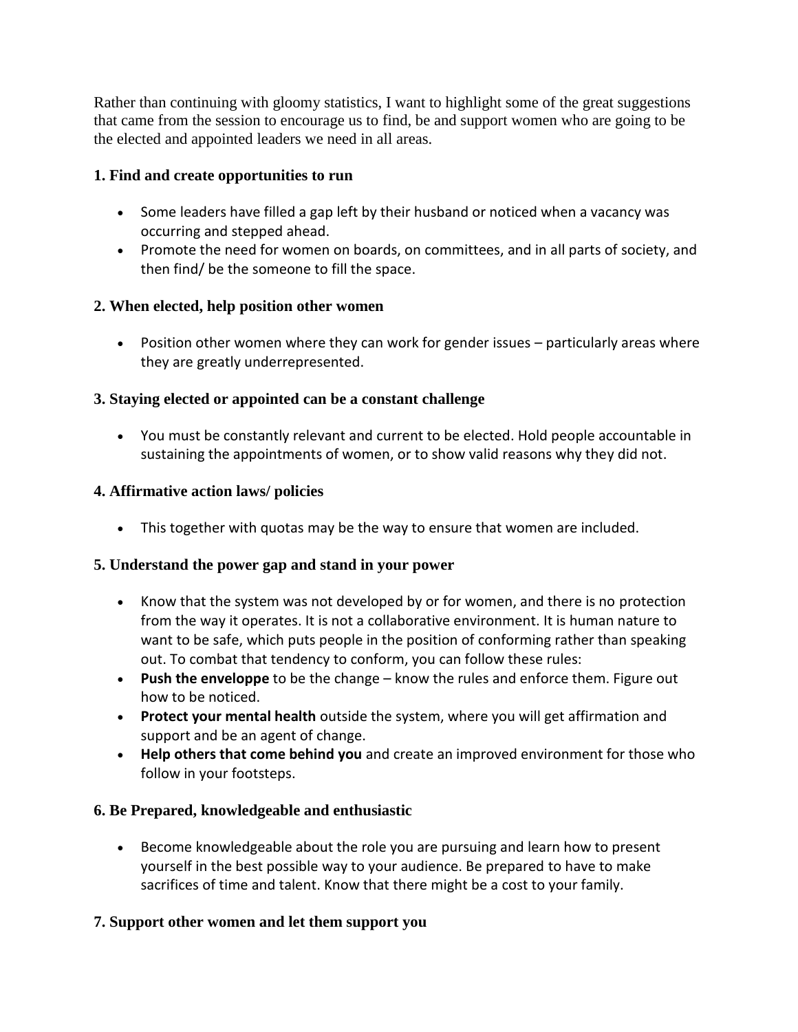Rather than continuing with gloomy statistics, I want to highlight some of the great suggestions that came from the session to encourage us to find, be and support women who are going to be the elected and appointed leaders we need in all areas.

### 1. Find and create opportunities to run

- Some leaders have filled a gap left by their husband or noticed when a vacancy was occurring and stepped ahead.
- Promote the need for women on boards, on committees, and in all parts of society, and then find/ be the someone to fill the space.

### 2. When elected, help position other women

- Position other women where they can work for gender issues – particularly areas where they are greatly underrepresented.

### 3. Staying elected or appointed can be a constant challenge

- You must be constantly relevant and current to be elected. Hold people accountable in sustaining the appointments of women, or to show valid reasons why they did not.

### 4. Affirmative action laws/ policies

- This together with quotas may be the way to ensure that women are included.

### 5. Understand the power gap and stand in your power

- Know that the system was not developed by or for women, and there is no protection from the way it operates. It is not a collaborative environment. It is human nature to want to be safe, which puts people in the position of conforming rather than speaking out. To combat that tendency to conform, you can follow these rules:
- **Push the enveloppe** to be the change – know the rules and enforce them. Figure out how to be noticed.
- **Protect your mental health** outside the system, where you will get affirmation and support and be an agent of change.
- **Help others that come behind you** and create an improved environment for those who follow in your footsteps.

### 6. Be Prepared, knowledgeable and enthusiastic

- Become knowledgeable about the role you are pursuing and learn how to present yourself in the best possible way to your audience. Be prepared to have to make sacrifices of time and talent. Know that there might be a cost to your family.

### 7. Support other women and let them support you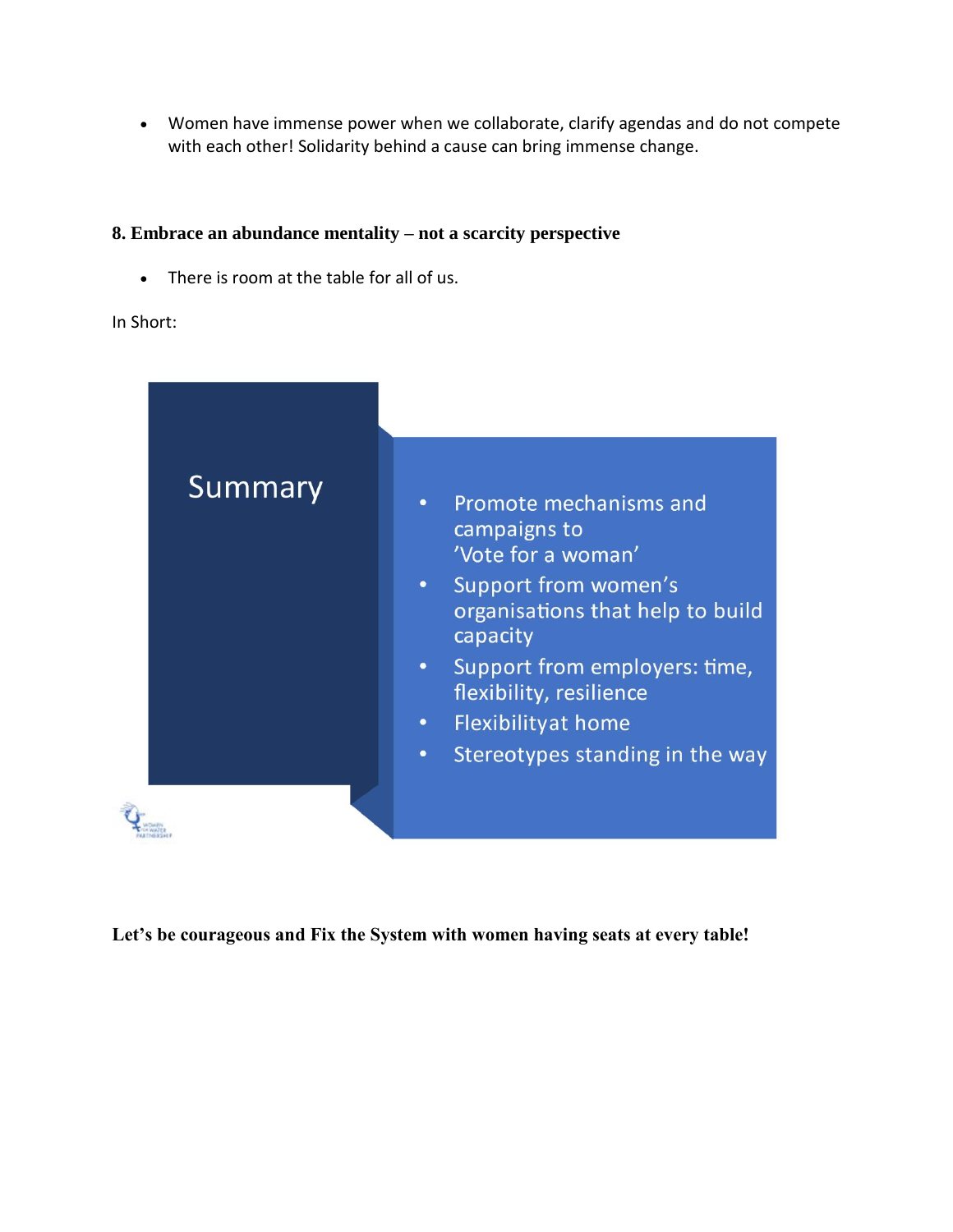- Women have immense power when we collaborate, clarify agendas and do not compete with each other! Solidarity behind a cause can bring immense change.

**8. Embrace an abundance mentality – not a scarcity perspective**

- There is room at the table for all of us.

In Short:

Summary

- Promote mechanisms and campaigns to 'Vote for a woman'
- Support from women's organisations that help to build capacity
- Support from employers: time, flexibility, resilience
- Flexibilityat home
- Stereotypes standing in the way

**Let's be courageous and Fix the System with women having seats at every table!**